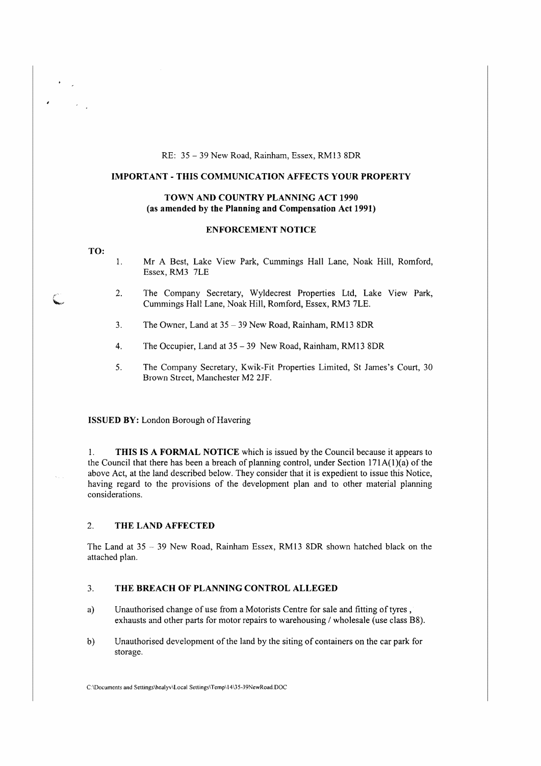RE: 35 – 39 New Road, Rainham, Essex, RM13 8DR

**IMPORTANT - THIS COMMUNICATION AFFECTS YOUR PROPERTY**

**TOWN AND COUNTRY PLANNING ACT 1990**
**(as amended by the Planning and Compensation Act 1991)**

**ENFORCEMENT NOTICE**

**TO:**

1. Mr A Best, Lake View Park, Cummings Hall Lane, Noak Hill, Romford, Essex, RM3 7LE

2. The Company Secretary, Wyldecrest Properties Ltd, Lake View Park, Cummings Hall Lane, Noak Hill, Romford, Essex, RM3 7LE.

3. The Owner, Land at 35 – 39 New Road, Rainham, RM13 8DR

4. The Occupier, Land at 35 – 39 New Road, Rainham, RM13 8DR

5. The Company Secretary, Kwik-Fit Properties Limited, St James's Court, 30 Brown Street, Manchester M2 2JF.

**ISSUED BY:** London Borough of Havering

1. **THIS IS A FORMAL NOTICE** which is issued by the Council because it appears to the Council that there has been a breach of planning control, under Section 171A(1)(a) of the above Act, at the land described below. They consider that it is expedient to issue this Notice, having regard to the provisions of the development plan and to other material planning considerations.

## 2. THE LAND AFFECTED

The Land at 35 – 39 New Road, Rainham Essex, RM13 8DR shown hatched black on the attached plan.

## 3. THE BREACH OF PLANNING CONTROL ALLEGED

a) Unauthorised change of use from a Motorists Centre for sale and fitting of tyres, exhausts and other parts for motor repairs to warehousing / wholesale (use class B8).

b) Unauthorised development of the land by the siting of containers on the car park for storage.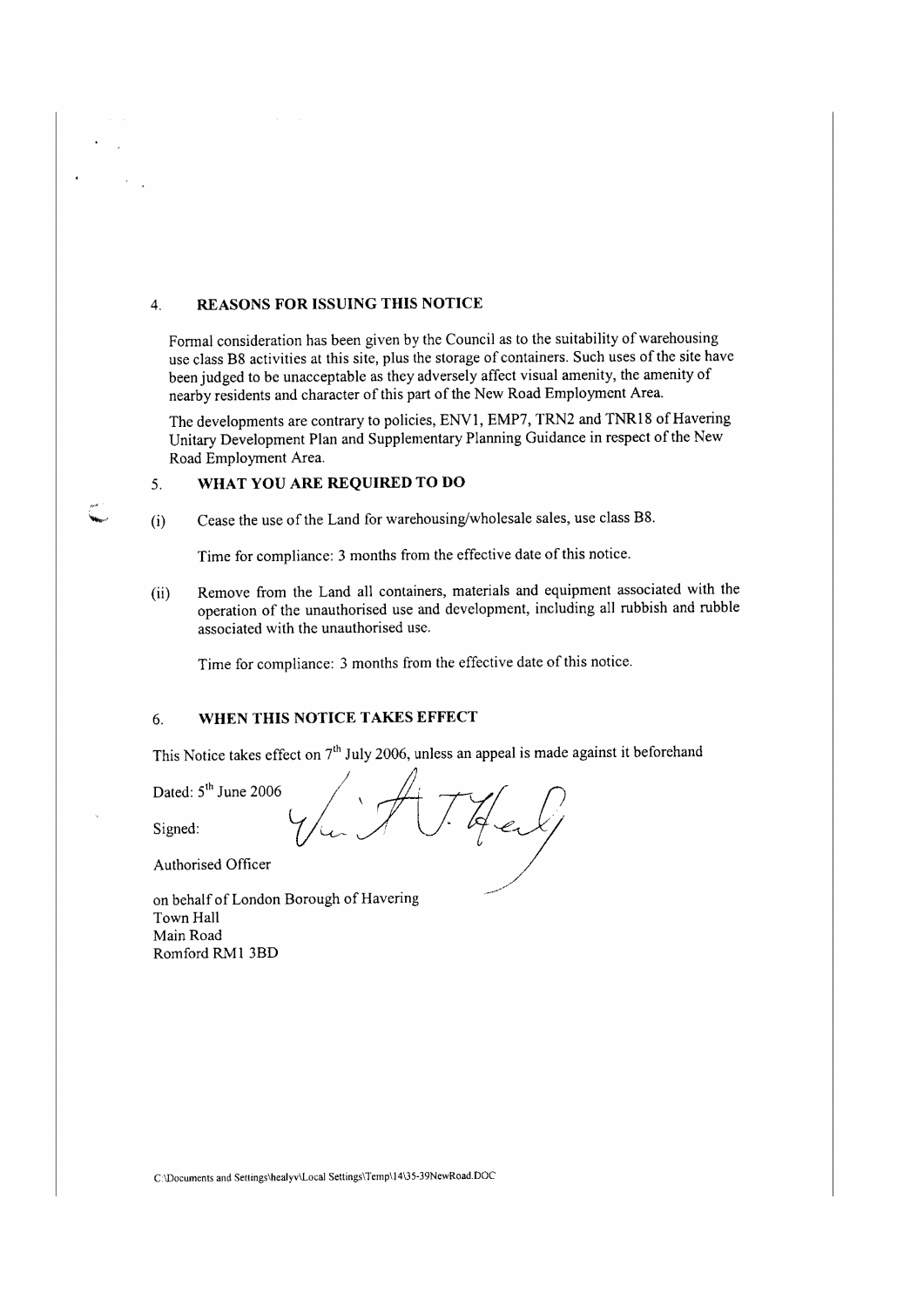## 4. REASONS FOR ISSUING THIS NOTICE

Formal consideration has been given by the Council as to the suitability of warehousing use class B8 activities at this site, plus the storage of containers. Such uses of the site have been judged to be unacceptable as they adversely affect visual amenity, the amenity of nearby residents and character of this part of the New Road Employment Area.

The developments are contrary to policies, ENV1, EMP7, TRN2 and TNR18 of Havering Unitary Development Plan and Supplementary Planning Guidance in respect of the New Road Employment Area.

## 5. WHAT YOU ARE REQUIRED TO DO

(i) Cease the use of the Land for warehousing/wholesale sales, use class B8.

Time for compliance: 3 months from the effective date of this notice.

(ii) Remove from the Land all containers, materials and equipment associated with the operation of the unauthorised use and development, including all rubbish and rubble associated with the unauthorised use.

Time for compliance: 3 months from the effective date of this notice.

## 6. WHEN THIS NOTICE TAKES EFFECT

This Notice takes effect on 7th July 2006, unless an appeal is made against it beforehand

Dated: 5th June 2006

Signed:

Authorised Officer

on behalf of London Borough of Havering
Town Hall
Main Road
Romford RM1 3BD

C:\Documents and Settings\healyv\Local Settings\Temp\14\35-39NewRoad.DOC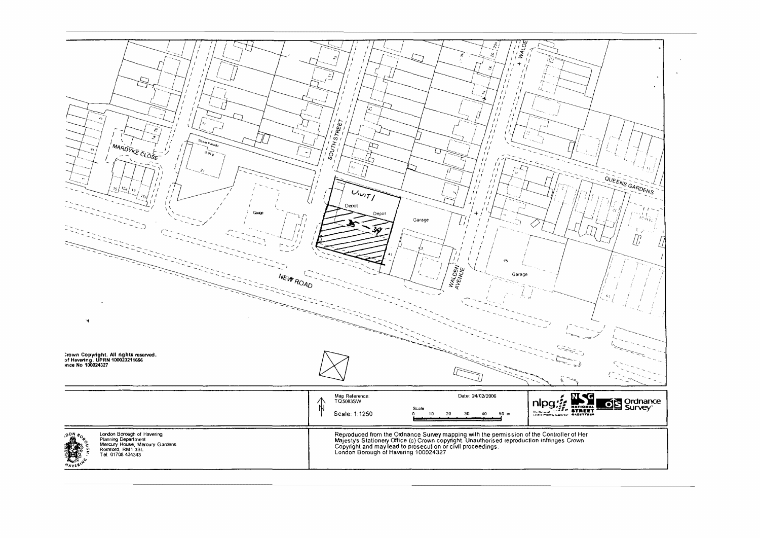MARDYKE CLOSE

SOUTH STREET

WALDEN AVENUE

QUEENS GARDENS

NEW ROAD

UNIT 1

Depot

Depot

Garage

Garage

Garage

35 - 39

Crown Copyright. All rights reserved.
of Havering. UPRN 100023211656
nce No 100024327

Map Reference: TQ5083SW

Date: 24/02/2006

Scale: 1:1250

Scale 0 10 20 30 40 50 m

London Borough of Havering
Planning Department
Mercury House, Mercury Gardens
Romford, RM1 3SL
Tel: 01708 434343

Reproduced from the Ordnance Survey mapping with the permission of the Controller of Her Majesty's Stationery Office (c) Crown copyright. Unauthorised reproduction infringes Crown Copyright and may lead to prosecution or civil proceedings.
London Borough of Havering 100024327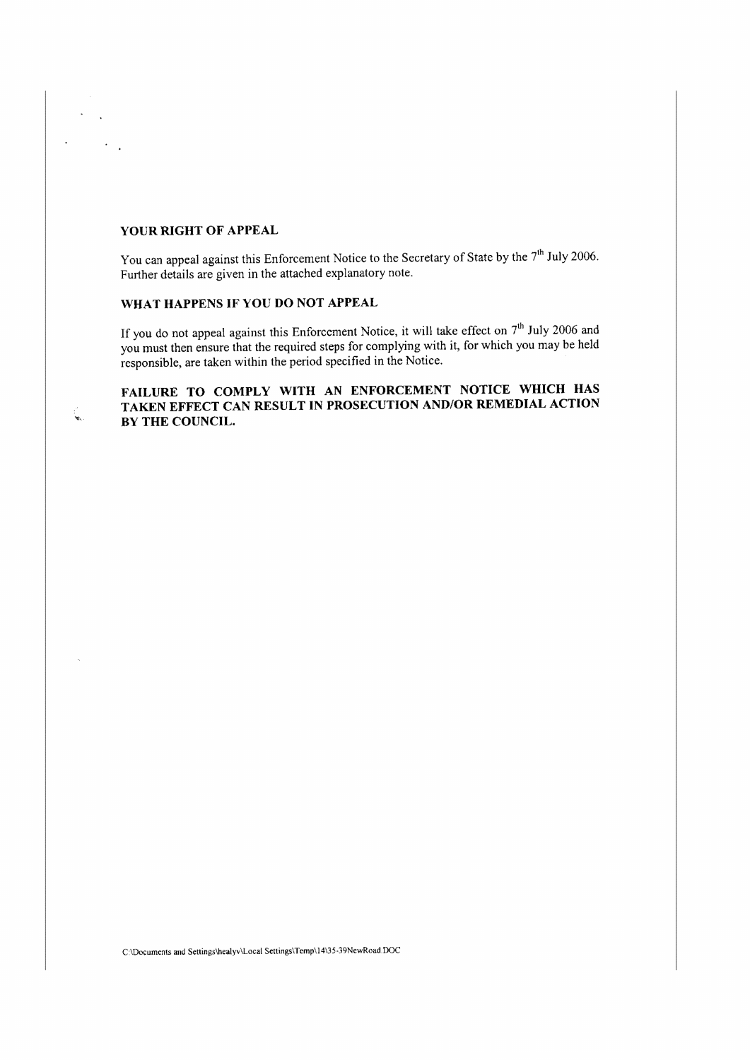## YOUR RIGHT OF APPEAL

You can appeal against this Enforcement Notice to the Secretary of State by the 7th July 2006. Further details are given in the attached explanatory note.

## WHAT HAPPENS IF YOU DO NOT APPEAL

If you do not appeal against this Enforcement Notice, it will take effect on 7th July 2006 and you must then ensure that the required steps for complying with it, for which you may be held responsible, are taken within the period specified in the Notice.

**FAILURE TO COMPLY WITH AN ENFORCEMENT NOTICE WHICH HAS TAKEN EFFECT CAN RESULT IN PROSECUTION AND/OR REMEDIAL ACTION BY THE COUNCIL.**

C:\Documents and Settings\healyv\Local Settings\Temp\14\35-39NewRoad.DOC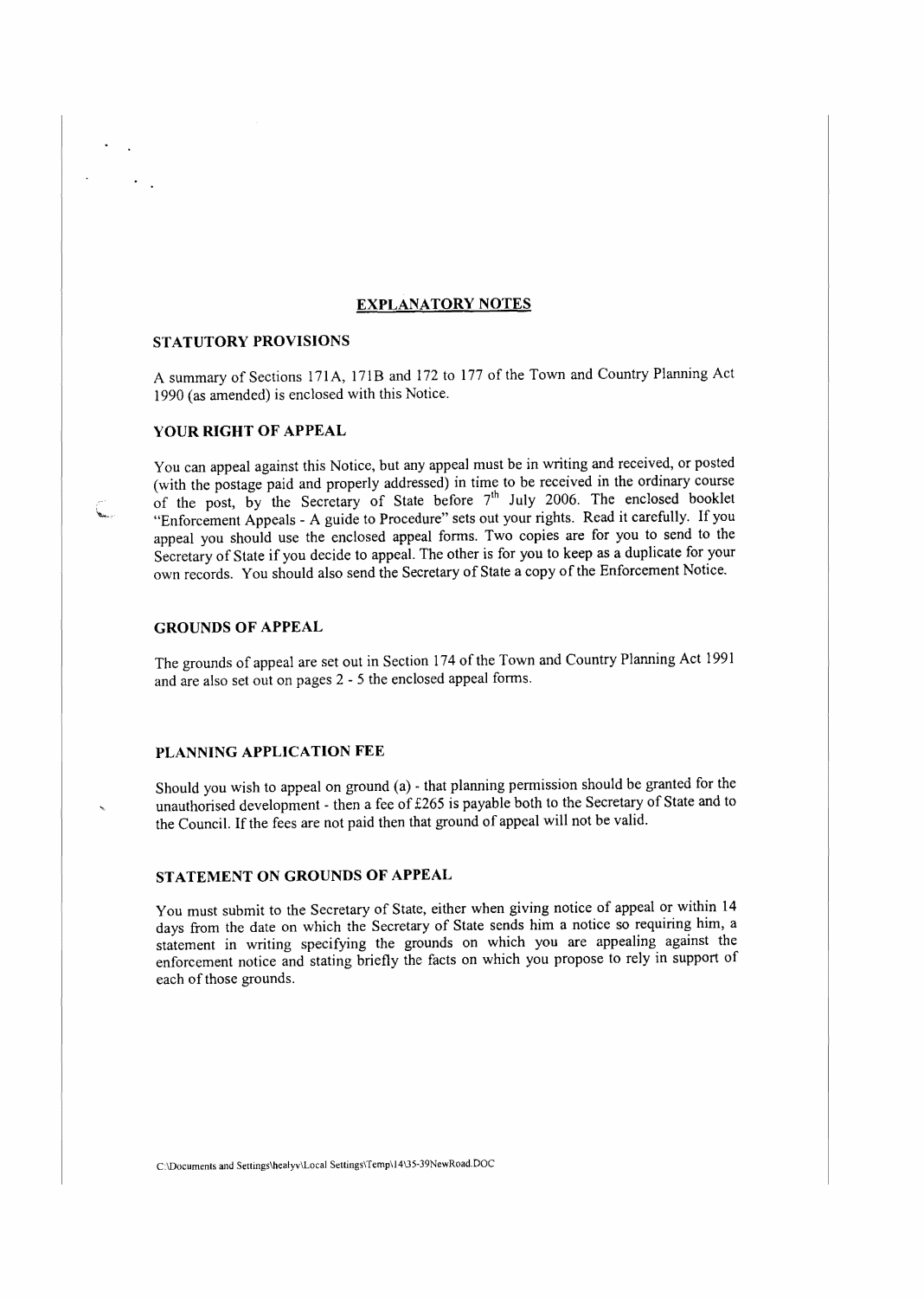## EXPLANATORY NOTES

### STATUTORY PROVISIONS

A summary of Sections 171A, 171B and 172 to 177 of the Town and Country Planning Act 1990 (as amended) is enclosed with this Notice.

### YOUR RIGHT OF APPEAL

You can appeal against this Notice, but any appeal must be in writing and received, or posted (with the postage paid and properly addressed) in time to be received in the ordinary course of the post, by the Secretary of State before 7th July 2006. The enclosed booklet "Enforcement Appeals - A guide to Procedure" sets out your rights. Read it carefully. If you appeal you should use the enclosed appeal forms. Two copies are for you to send to the Secretary of State if you decide to appeal. The other is for you to keep as a duplicate for your own records. You should also send the Secretary of State a copy of the Enforcement Notice.

### GROUNDS OF APPEAL

The grounds of appeal are set out in Section 174 of the Town and Country Planning Act 1991 and are also set out on pages 2 - 5 the enclosed appeal forms.

### PLANNING APPLICATION FEE

Should you wish to appeal on ground (a) - that planning permission should be granted for the unauthorised development - then a fee of £265 is payable both to the Secretary of State and to the Council. If the fees are not paid then that ground of appeal will not be valid.

### STATEMENT ON GROUNDS OF APPEAL

You must submit to the Secretary of State, either when giving notice of appeal or within 14 days from the date on which the Secretary of State sends him a notice so requiring him, a statement in writing specifying the grounds on which you are appealing against the enforcement notice and stating briefly the facts on which you propose to rely in support of each of those grounds.

C:\Documents and Settings\healyv\Local Settings\Temp\14\35-39NewRoad.DOC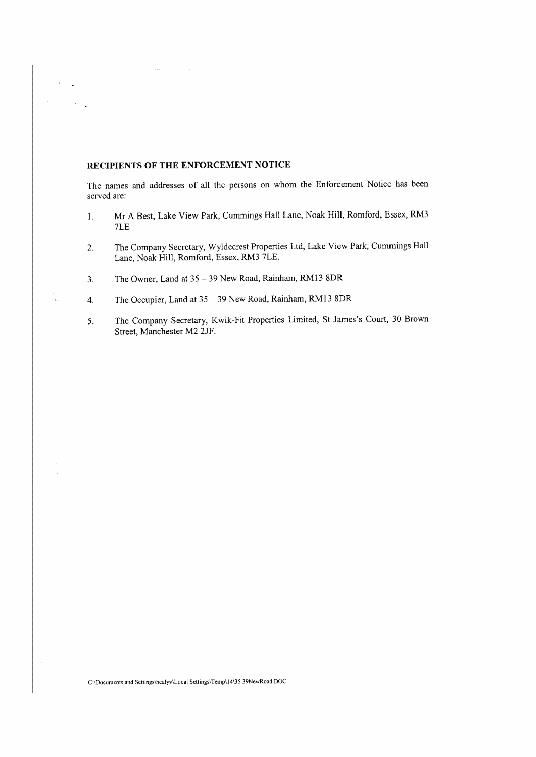## RECIPIENTS OF THE ENFORCEMENT NOTICE

The names and addresses of all the persons on whom the Enforcement Notice has been served are:

1. Mr A Best, Lake View Park, Cummings Hall Lane, Noak Hill, Romford, Essex, RM3 7LE

2. The Company Secretary, Wyldecrest Properties Ltd, Lake View Park, Cummings Hall Lane, Noak Hill, Romford, Essex, RM3 7LE.

3. The Owner, Land at 35 – 39 New Road, Rainham, RM13 8DR

4. The Occupier, Land at 35 – 39 New Road, Rainham, RM13 8DR

5. The Company Secretary, Kwik-Fit Properties Limited, St James's Court, 30 Brown Street, Manchester M2 2JF.